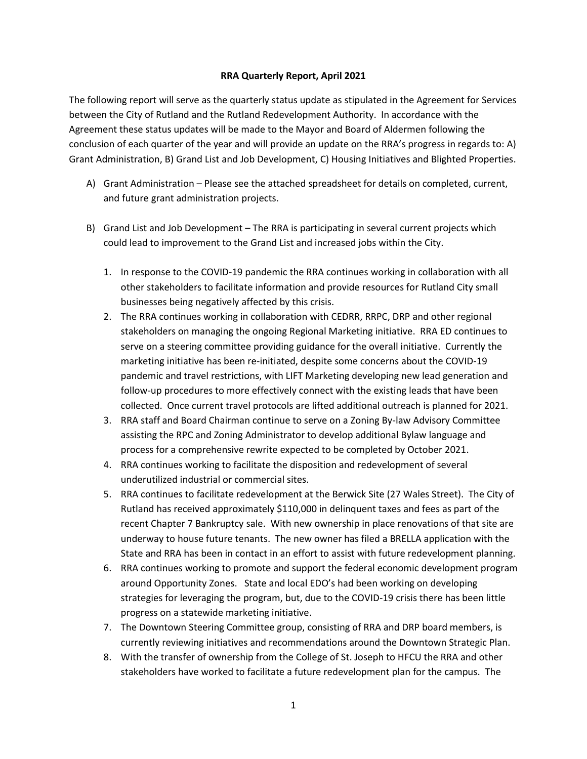**RRA Quarterly Report, April 2021**

The following report will serve as the quarterly status update as stipulated in the Agreement for Services between the City of Rutland and the Rutland Redevelopment Authority. In accordance with the Agreement these status updates will be made to the Mayor and Board of Aldermen following the conclusion of each quarter of the year and will provide an update on the RRA's progress in regards to: A) Grant Administration, B) Grand List and Job Development, C) Housing Initiatives and Blighted Properties.

A) Grant Administration – Please see the attached spreadsheet for details on completed, current, and future grant administration projects.

B) Grand List and Job Development – The RRA is participating in several current projects which could lead to improvement to the Grand List and increased jobs within the City.

   1. In response to the COVID-19 pandemic the RRA continues working in collaboration with all other stakeholders to facilitate information and provide resources for Rutland City small businesses being negatively affected by this crisis.
   2. The RRA continues working in collaboration with CEDRR, RRPC, DRP and other regional stakeholders on managing the ongoing Regional Marketing initiative. RRA ED continues to serve on a steering committee providing guidance for the overall initiative. Currently the marketing initiative has been re-initiated, despite some concerns about the COVID-19 pandemic and travel restrictions, with LIFT Marketing developing new lead generation and follow-up procedures to more effectively connect with the existing leads that have been collected. Once current travel protocols are lifted additional outreach is planned for 2021.
   3. RRA staff and Board Chairman continue to serve on a Zoning By-law Advisory Committee assisting the RPC and Zoning Administrator to develop additional Bylaw language and process for a comprehensive rewrite expected to be completed by October 2021.
   4. RRA continues working to facilitate the disposition and redevelopment of several underutilized industrial or commercial sites.
   5. RRA continues to facilitate redevelopment at the Berwick Site (27 Wales Street). The City of Rutland has received approximately $110,000 in delinquent taxes and fees as part of the recent Chapter 7 Bankruptcy sale. With new ownership in place renovations of that site are underway to house future tenants. The new owner has filed a BRELLA application with the State and RRA has been in contact in an effort to assist with future redevelopment planning.
   6. RRA continues working to promote and support the federal economic development program around Opportunity Zones. State and local EDO's had been working on developing strategies for leveraging the program, but, due to the COVID-19 crisis there has been little progress on a statewide marketing initiative.
   7. The Downtown Steering Committee group, consisting of RRA and DRP board members, is currently reviewing initiatives and recommendations around the Downtown Strategic Plan.
   8. With the transfer of ownership from the College of St. Joseph to HFCU the RRA and other stakeholders have worked to facilitate a future redevelopment plan for the campus. The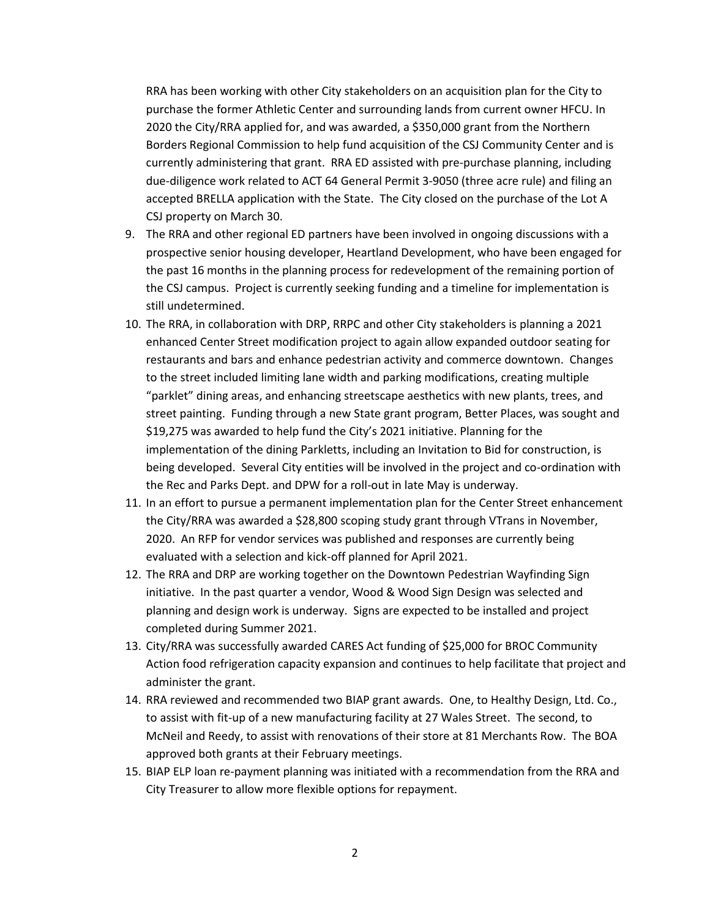RRA has been working with other City stakeholders on an acquisition plan for the City to purchase the former Athletic Center and surrounding lands from current owner HFCU. In 2020 the City/RRA applied for, and was awarded, a $350,000 grant from the Northern Borders Regional Commission to help fund acquisition of the CSJ Community Center and is currently administering that grant. RRA ED assisted with pre-purchase planning, including due-diligence work related to ACT 64 General Permit 3-9050 (three acre rule) and filing an accepted BRELLA application with the State. The City closed on the purchase of the Lot A CSJ property on March 30.

9. The RRA and other regional ED partners have been involved in ongoing discussions with a prospective senior housing developer, Heartland Development, who have been engaged for the past 16 months in the planning process for redevelopment of the remaining portion of the CSJ campus. Project is currently seeking funding and a timeline for implementation is still undetermined.
10. The RRA, in collaboration with DRP, RRPC and other City stakeholders is planning a 2021 enhanced Center Street modification project to again allow expanded outdoor seating for restaurants and bars and enhance pedestrian activity and commerce downtown. Changes to the street included limiting lane width and parking modifications, creating multiple "parklet" dining areas, and enhancing streetscape aesthetics with new plants, trees, and street painting. Funding through a new State grant program, Better Places, was sought and $19,275 was awarded to help fund the City's 2021 initiative. Planning for the implementation of the dining Parkletts, including an Invitation to Bid for construction, is being developed. Several City entities will be involved in the project and co-ordination with the Rec and Parks Dept. and DPW for a roll-out in late May is underway.
11. In an effort to pursue a permanent implementation plan for the Center Street enhancement the City/RRA was awarded a $28,800 scoping study grant through VTrans in November, 2020. An RFP for vendor services was published and responses are currently being evaluated with a selection and kick-off planned for April 2021.
12. The RRA and DRP are working together on the Downtown Pedestrian Wayfinding Sign initiative. In the past quarter a vendor, Wood & Wood Sign Design was selected and planning and design work is underway. Signs are expected to be installed and project completed during Summer 2021.
13. City/RRA was successfully awarded CARES Act funding of $25,000 for BROC Community Action food refrigeration capacity expansion and continues to help facilitate that project and administer the grant.
14. RRA reviewed and recommended two BIAP grant awards. One, to Healthy Design, Ltd. Co., to assist with fit-up of a new manufacturing facility at 27 Wales Street. The second, to McNeil and Reedy, to assist with renovations of their store at 81 Merchants Row. The BOA approved both grants at their February meetings.
15. BIAP ELP loan re-payment planning was initiated with a recommendation from the RRA and City Treasurer to allow more flexible options for repayment.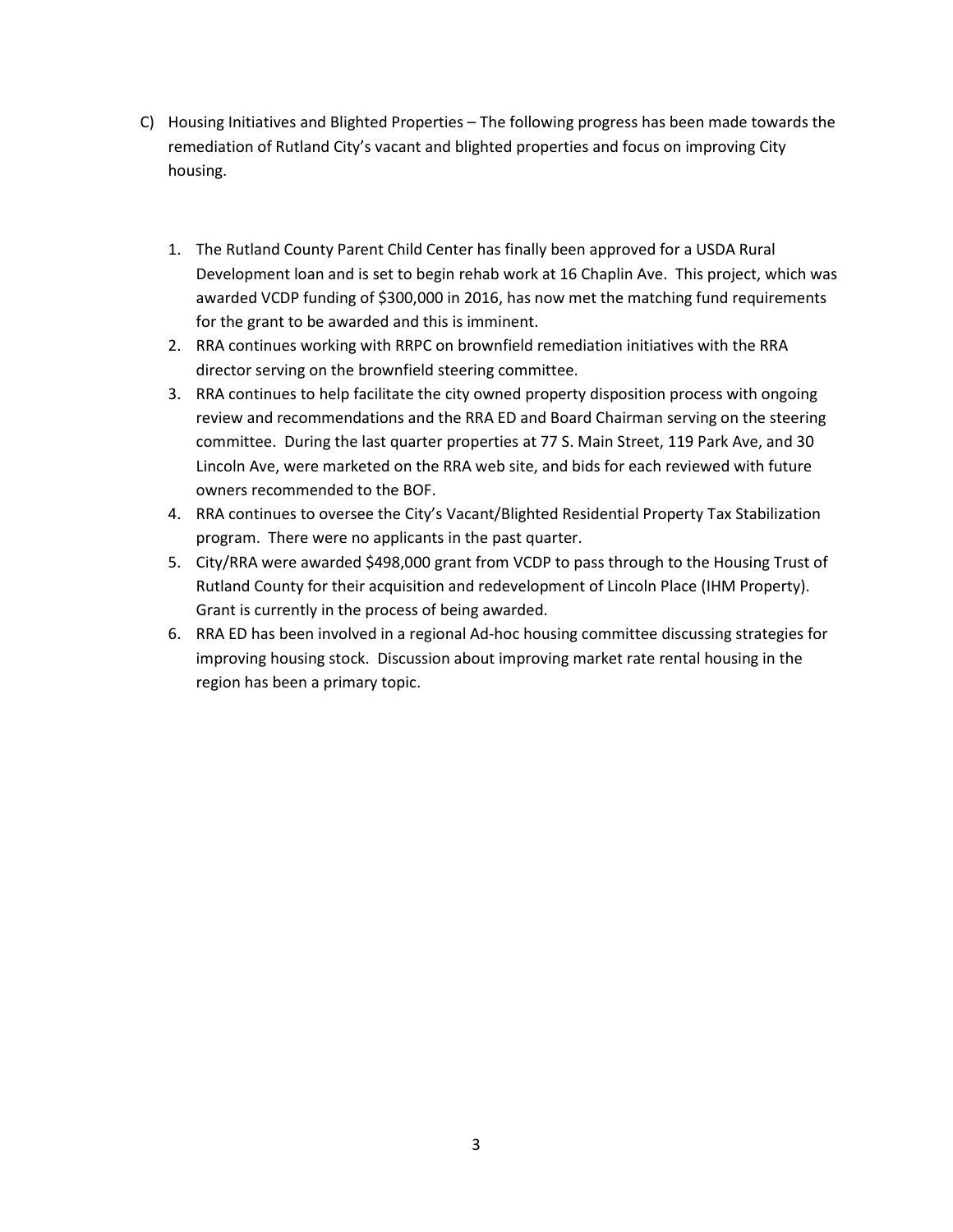C) Housing Initiatives and Blighted Properties – The following progress has been made towards the remediation of Rutland City's vacant and blighted properties and focus on improving City housing.

1. The Rutland County Parent Child Center has finally been approved for a USDA Rural Development loan and is set to begin rehab work at 16 Chaplin Ave. This project, which was awarded VCDP funding of $300,000 in 2016, has now met the matching fund requirements for the grant to be awarded and this is imminent.
2. RRA continues working with RRPC on brownfield remediation initiatives with the RRA director serving on the brownfield steering committee.
3. RRA continues to help facilitate the city owned property disposition process with ongoing review and recommendations and the RRA ED and Board Chairman serving on the steering committee. During the last quarter properties at 77 S. Main Street, 119 Park Ave, and 30 Lincoln Ave, were marketed on the RRA web site, and bids for each reviewed with future owners recommended to the BOF.
4. RRA continues to oversee the City's Vacant/Blighted Residential Property Tax Stabilization program. There were no applicants in the past quarter.
5. City/RRA were awarded $498,000 grant from VCDP to pass through to the Housing Trust of Rutland County for their acquisition and redevelopment of Lincoln Place (IHM Property). Grant is currently in the process of being awarded.
6. RRA ED has been involved in a regional Ad-hoc housing committee discussing strategies for improving housing stock. Discussion about improving market rate rental housing in the region has been a primary topic.